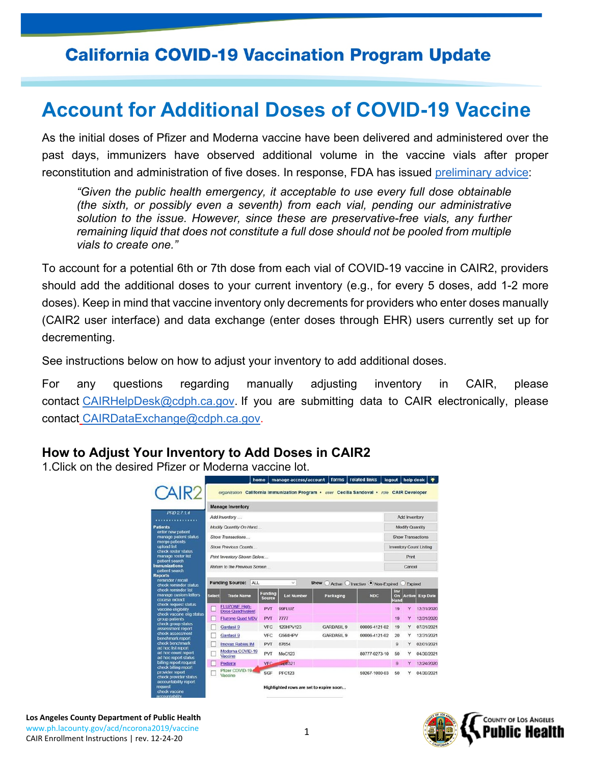# California COVID-19 Vaccination Program Update

## Account for Additional Doses of COVID-19 Vaccine

As the initial doses of Pfizer and Moderna vaccine have been delivered and administered over the past days, immunizers have observed additional volume in the vaccine vials after proper reconstitution and administration of five doses. In response, FDA has issued preliminary advice:

> *"Given the public health emergency, it acceptable to use every full dose obtainable (the sixth, or possibly even a seventh) from each vial, pending our administrative solution to the issue. However, since these are preservative-free vials, any further remaining liquid that does not constitute a full dose should not be pooled from multiple vials to create one."*

To account for a potential 6th or 7th dose from each vial of COVID-19 vaccine in CAIR2, providers should add the additional doses to your current inventory (e.g., for every 5 doses, add 1-2 more doses). Keep in mind that vaccine inventory only decrements for providers who enter doses manually (CAIR2 user interface) and data exchange (enter doses through EHR) users currently set up for decrementing.

See instructions below on how to adjust your inventory to add additional doses.

For any questions regarding manually adjusting inventory in CAIR, please contact CAIRHelpDesk@cdph.ca.gov. If you are submitting data to CAIR electronically, please contact CAIRDataExchange@cdph.ca.gov.

### How to Adjust Your Inventory to Add Doses in CAIR2

1. Click on the desired Pfizer or Moderna vaccine lot.

Los Angeles County Department of Public Health
www.ph.lacounty.gov/acd/ncorona2019/vaccine
CAIR Enrollment Instructions | rev. 12-24-20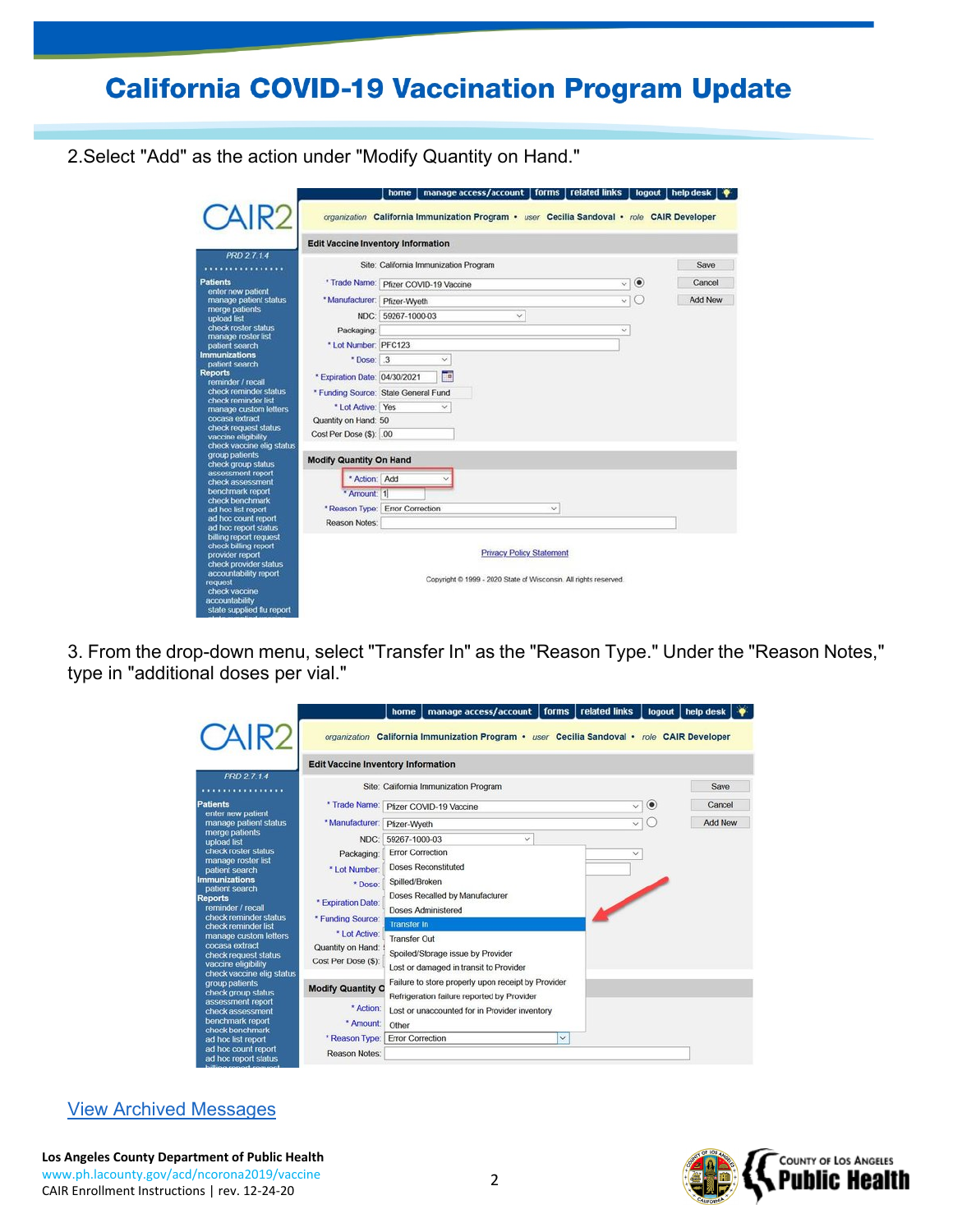# California COVID-19 Vaccination Program Update

2.Select "Add" as the action under "Modify Quantity on Hand."

3. From the drop-down menu, select "Transfer In" as the "Reason Type." Under the "Reason Notes," type in "additional doses per vial."

View Archived Messages

**Los Angeles County Department of Public Health**
www.ph.lacounty.gov/acd/ncorona2019/vaccine
CAIR Enrollment Instructions | rev. 12-24-20